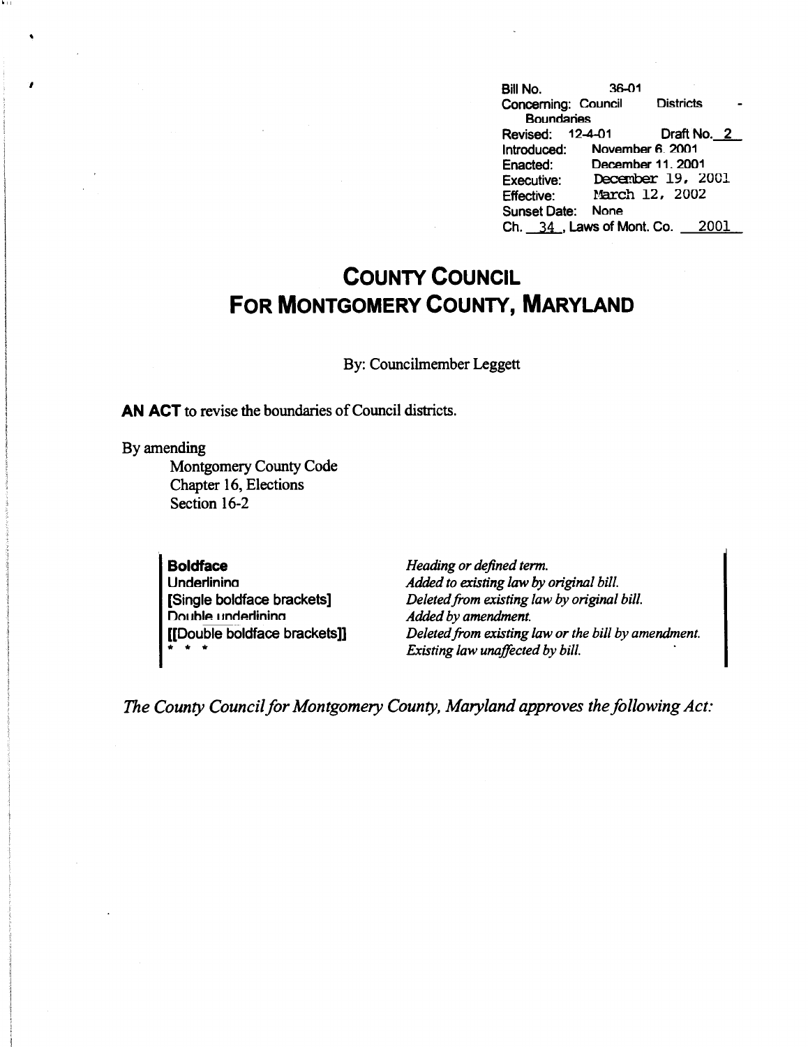Bill No. 36-01
Concerning: Council Districts - Boundaries
Revised: 12-4-01 Draft No. 2
Introduced: November 6, 2001
Enacted: December 11, 2001
Executive: December 19, 2001
Effective: March 12, 2002
Sunset Date: None
Ch. 34, Laws of Mont. Co. 2001

# COUNTY COUNCIL FOR MONTGOMERY COUNTY, MARYLAND

By: Councilmember Leggett

**AN ACT** to revise the boundaries of Council districts.

By amending
Montgomery County Code
Chapter 16, Elections
Section 16-2

| | |
|---|---|
| **Boldface** | *Heading or defined term.* |
| Underlining | *Added to existing law by original bill.* |
| [Single boldface brackets] | *Deleted from existing law by original bill.* |
| Double underlining | *Added by amendment.* |
| [[Double boldface brackets]] | *Deleted from existing law or the bill by amendment.* |
| * * * | *Existing law unaffected by bill.* |

*The County Council for Montgomery County, Maryland approves the following Act:*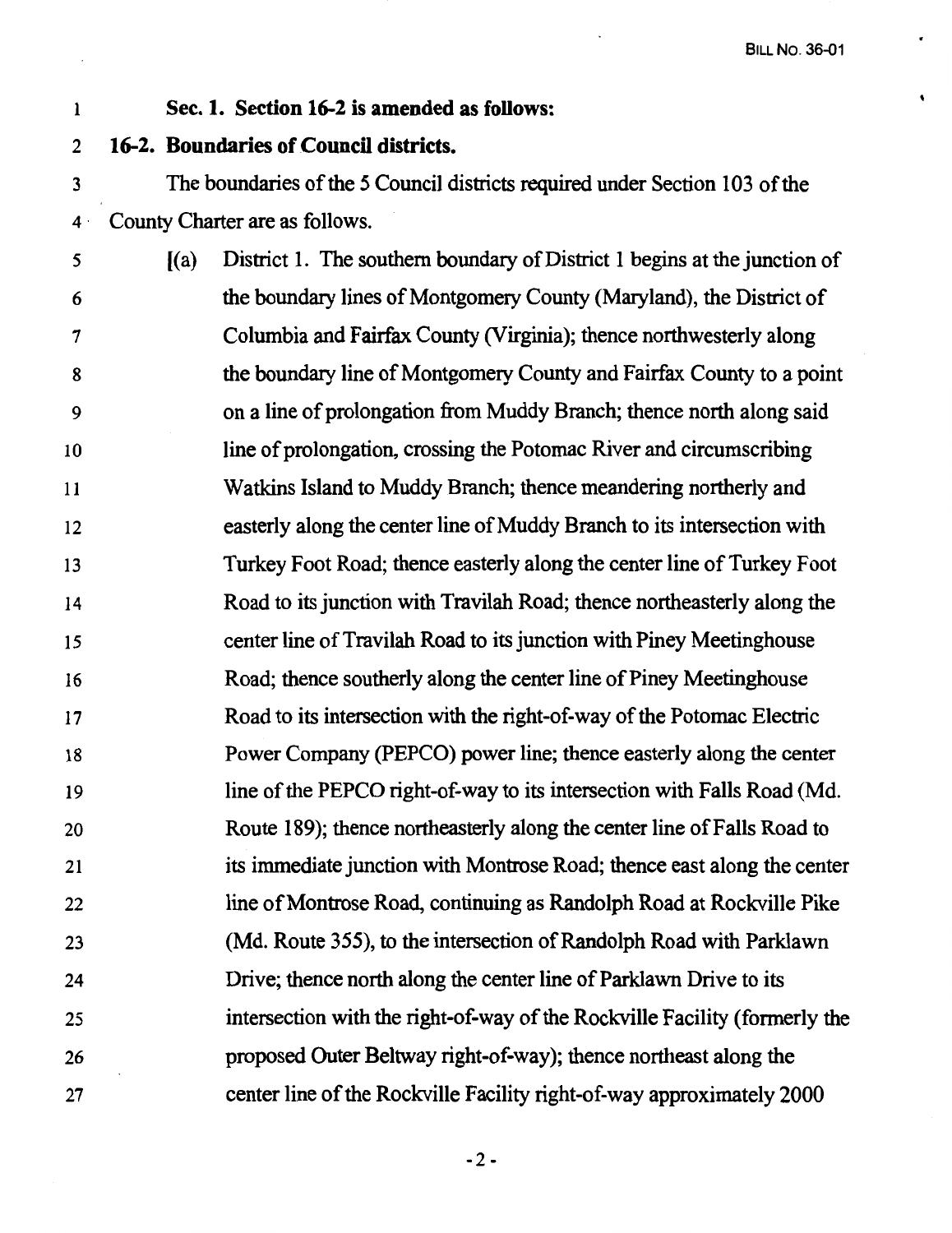**Sec. 1. Section 16-2 is amended as follows:**

**16-2. Boundaries of Council districts.**

The boundaries of the 5 Council districts required under Section 103 of the County Charter are as follows.

[(a) District 1. The southern boundary of District 1 begins at the junction of the boundary lines of Montgomery County (Maryland), the District of Columbia and Fairfax County (Virginia); thence northwesterly along the boundary line of Montgomery County and Fairfax County to a point on a line of prolongation from Muddy Branch; thence north along said line of prolongation, crossing the Potomac River and circumscribing Watkins Island to Muddy Branch; thence meandering northerly and easterly along the center line of Muddy Branch to its intersection with Turkey Foot Road; thence easterly along the center line of Turkey Foot Road to its junction with Travilah Road; thence northeasterly along the center line of Travilah Road to its junction with Piney Meetinghouse Road; thence southerly along the center line of Piney Meetinghouse Road to its intersection with the right-of-way of the Potomac Electric Power Company (PEPCO) power line; thence easterly along the center line of the PEPCO right-of-way to its intersection with Falls Road (Md. Route 189); thence northeasterly along the center line of Falls Road to its immediate junction with Montrose Road; thence east along the center line of Montrose Road, continuing as Randolph Road at Rockville Pike (Md. Route 355), to the intersection of Randolph Road with Parklawn Drive; thence north along the center line of Parklawn Drive to its intersection with the right-of-way of the Rockville Facility (formerly the proposed Outer Beltway right-of-way); thence northeast along the center line of the Rockville Facility right-of-way approximately 2000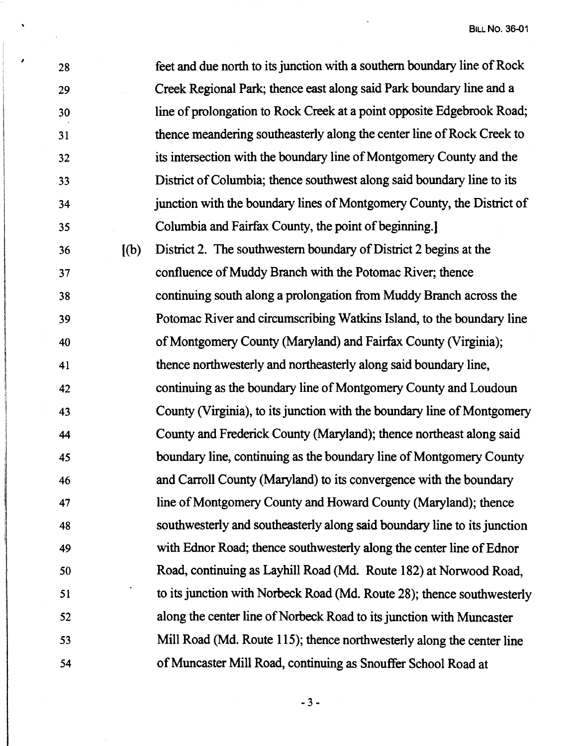28 feet and due north to its junction with a southern boundary line of Rock
29 Creek Regional Park; thence east along said Park boundary line and a
30 line of prolongation to Rock Creek at a point opposite Edgebrook Road;
31 thence meandering southeasterly along the center line of Rock Creek to
32 its intersection with the boundary line of Montgomery County and the
33 District of Columbia; thence southwest along said boundary line to its
34 junction with the boundary lines of Montgomery County, the District of
35 Columbia and Fairfax County, the point of beginning.]

36 [(b) District 2. The southwestern boundary of District 2 begins at the
37 confluence of Muddy Branch with the Potomac River; thence
38 continuing south along a prolongation from Muddy Branch across the
39 Potomac River and circumscribing Watkins Island, to the boundary line
40 of Montgomery County (Maryland) and Fairfax County (Virginia);
41 thence northwesterly and northeasterly along said boundary line,
42 continuing as the boundary line of Montgomery County and Loudoun
43 County (Virginia), to its junction with the boundary line of Montgomery
44 County and Frederick County (Maryland); thence northeast along said
45 boundary line, continuing as the boundary line of Montgomery County
46 and Carroll County (Maryland) to its convergence with the boundary
47 line of Montgomery County and Howard County (Maryland); thence
48 southwesterly and southeasterly along said boundary line to its junction
49 with Ednor Road; thence southwesterly along the center line of Ednor
50 Road, continuing as Layhill Road (Md. Route 182) at Norwood Road,
51 to its junction with Norbeck Road (Md. Route 28); thence southwesterly
52 along the center line of Norbeck Road to its junction with Muncaster
53 Mill Road (Md. Route 115); thence northwesterly along the center line
54 of Muncaster Mill Road, continuing as Snouffer School Road at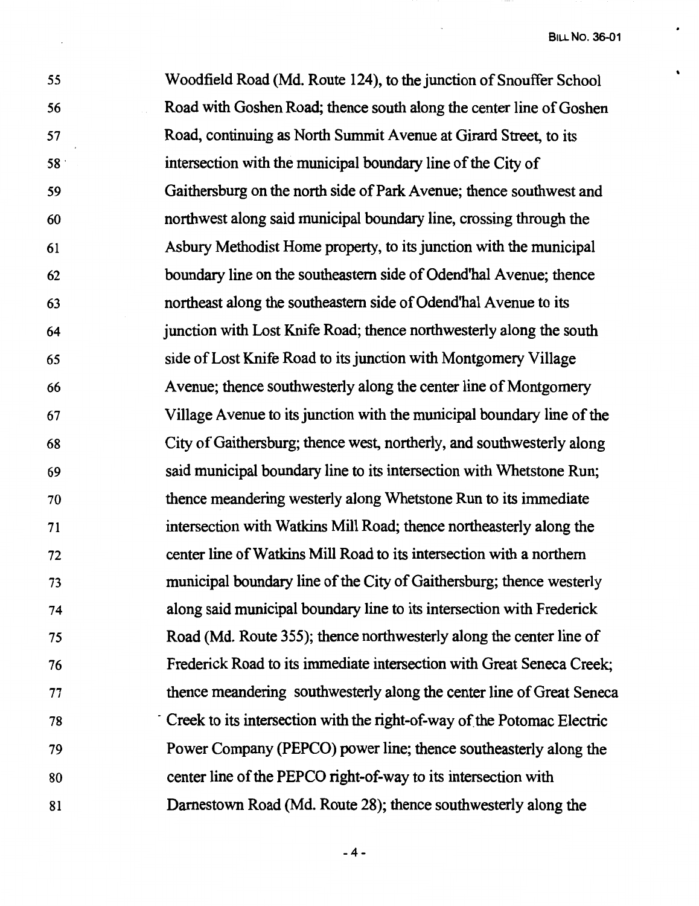55 Woodfield Road (Md. Route 124), to the junction of Snouffer School
56 Road with Goshen Road; thence south along the center line of Goshen
57 Road, continuing as North Summit Avenue at Girard Street, to its
58 intersection with the municipal boundary line of the City of
59 Gaithersburg on the north side of Park Avenue; thence southwest and
60 northwest along said municipal boundary line, crossing through the
61 Asbury Methodist Home property, to its junction with the municipal
62 boundary line on the southeastern side of Odend'hal Avenue; thence
63 northeast along the southeastern side of Odend'hal Avenue to its
64 junction with Lost Knife Road; thence northwesterly along the south
65 side of Lost Knife Road to its junction with Montgomery Village
66 Avenue; thence southwesterly along the center line of Montgomery
67 Village Avenue to its junction with the municipal boundary line of the
68 City of Gaithersburg; thence west, northerly, and southwesterly along
69 said municipal boundary line to its intersection with Whetstone Run;
70 thence meandering westerly along Whetstone Run to its immediate
71 intersection with Watkins Mill Road; thence northeasterly along the
72 center line of Watkins Mill Road to its intersection with a northern
73 municipal boundary line of the City of Gaithersburg; thence westerly
74 along said municipal boundary line to its intersection with Frederick
75 Road (Md. Route 355); thence northwesterly along the center line of
76 Frederick Road to its immediate intersection with Great Seneca Creek;
77 thence meandering southwesterly along the center line of Great Seneca
78 Creek to its intersection with the right-of-way of the Potomac Electric
79 Power Company (PEPCO) power line; thence southeasterly along the
80 center line of the PEPCO right-of-way to its intersection with
81 Darnestown Road (Md. Route 28); thence southwesterly along the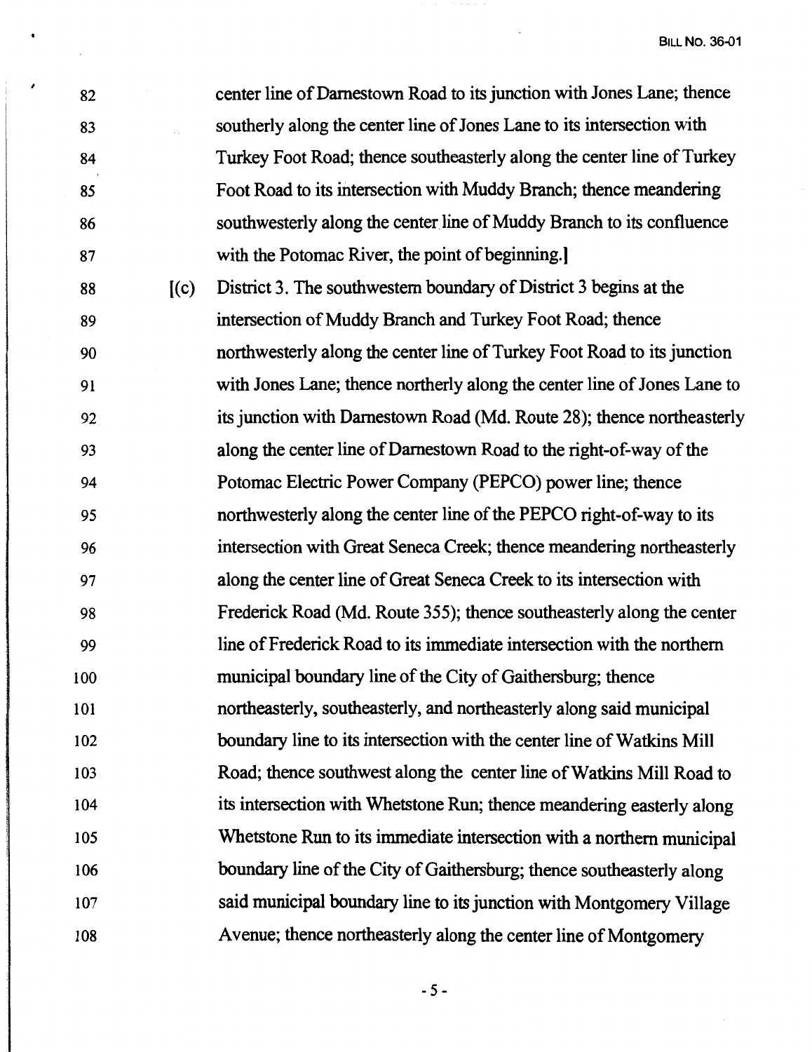82 center line of Darnestown Road to its junction with Jones Lane; thence
83 southerly along the center line of Jones Lane to its intersection with
84 Turkey Foot Road; thence southeasterly along the center line of Turkey
85 Foot Road to its intersection with Muddy Branch; thence meandering
86 southwesterly along the center line of Muddy Branch to its confluence
87 with the Potomac River, the point of beginning.]

88 [(c) District 3. The southwestern boundary of District 3 begins at the
89 intersection of Muddy Branch and Turkey Foot Road; thence
90 northwesterly along the center line of Turkey Foot Road to its junction
91 with Jones Lane; thence northerly along the center line of Jones Lane to
92 its junction with Darnestown Road (Md. Route 28); thence northeasterly
93 along the center line of Darnestown Road to the right-of-way of the
94 Potomac Electric Power Company (PEPCO) power line; thence
95 northwesterly along the center line of the PEPCO right-of-way to its
96 intersection with Great Seneca Creek; thence meandering northeasterly
97 along the center line of Great Seneca Creek to its intersection with
98 Frederick Road (Md. Route 355); thence southeasterly along the center
99 line of Frederick Road to its immediate intersection with the northern
100 municipal boundary line of the City of Gaithersburg; thence
101 northeasterly, southeasterly, and northeasterly along said municipal
102 boundary line to its intersection with the center line of Watkins Mill
103 Road; thence southwest along the center line of Watkins Mill Road to
104 its intersection with Whetstone Run; thence meandering easterly along
105 Whetstone Run to its immediate intersection with a northern municipal
106 boundary line of the City of Gaithersburg; thence southeasterly along
107 said municipal boundary line to its junction with Montgomery Village
108 Avenue; thence northeasterly along the center line of Montgomery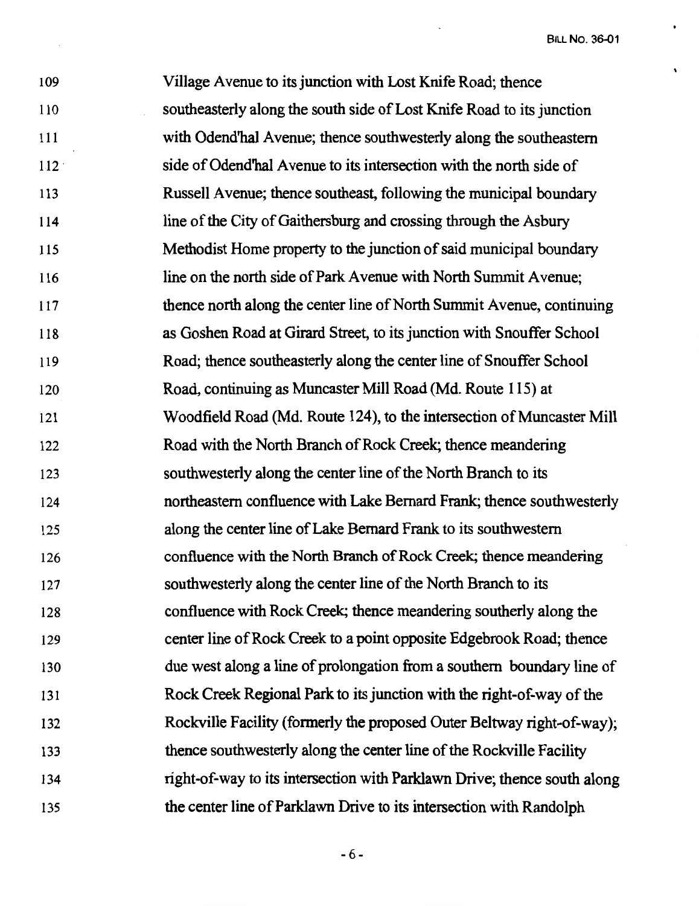109 Village Avenue to its junction with Lost Knife Road; thence
110 southeasterly along the south side of Lost Knife Road to its junction
111 with Odend'hal Avenue; thence southwesterly along the southeastern
112 side of Odend'hal Avenue to its intersection with the north side of
113 Russell Avenue; thence southeast, following the municipal boundary
114 line of the City of Gaithersburg and crossing through the Asbury
115 Methodist Home property to the junction of said municipal boundary
116 line on the north side of Park Avenue with North Summit Avenue;
117 thence north along the center line of North Summit Avenue, continuing
118 as Goshen Road at Girard Street, to its junction with Snouffer School
119 Road; thence southeasterly along the center line of Snouffer School
120 Road, continuing as Muncaster Mill Road (Md. Route 115) at
121 Woodfield Road (Md. Route 124), to the intersection of Muncaster Mill
122 Road with the North Branch of Rock Creek; thence meandering
123 southwesterly along the center line of the North Branch to its
124 northeastern confluence with Lake Bernard Frank; thence southwesterly
125 along the center line of Lake Bernard Frank to its southwestern
126 confluence with the North Branch of Rock Creek; thence meandering
127 southwesterly along the center line of the North Branch to its
128 confluence with Rock Creek; thence meandering southerly along the
129 center line of Rock Creek to a point opposite Edgebrook Road; thence
130 due west along a line of prolongation from a southern boundary line of
131 Rock Creek Regional Park to its junction with the right-of-way of the
132 Rockville Facility (formerly the proposed Outer Beltway right-of-way);
133 thence southwesterly along the center line of the Rockville Facility
134 right-of-way to its intersection with Parklawn Drive; thence south along
135 the center line of Parklawn Drive to its intersection with Randolph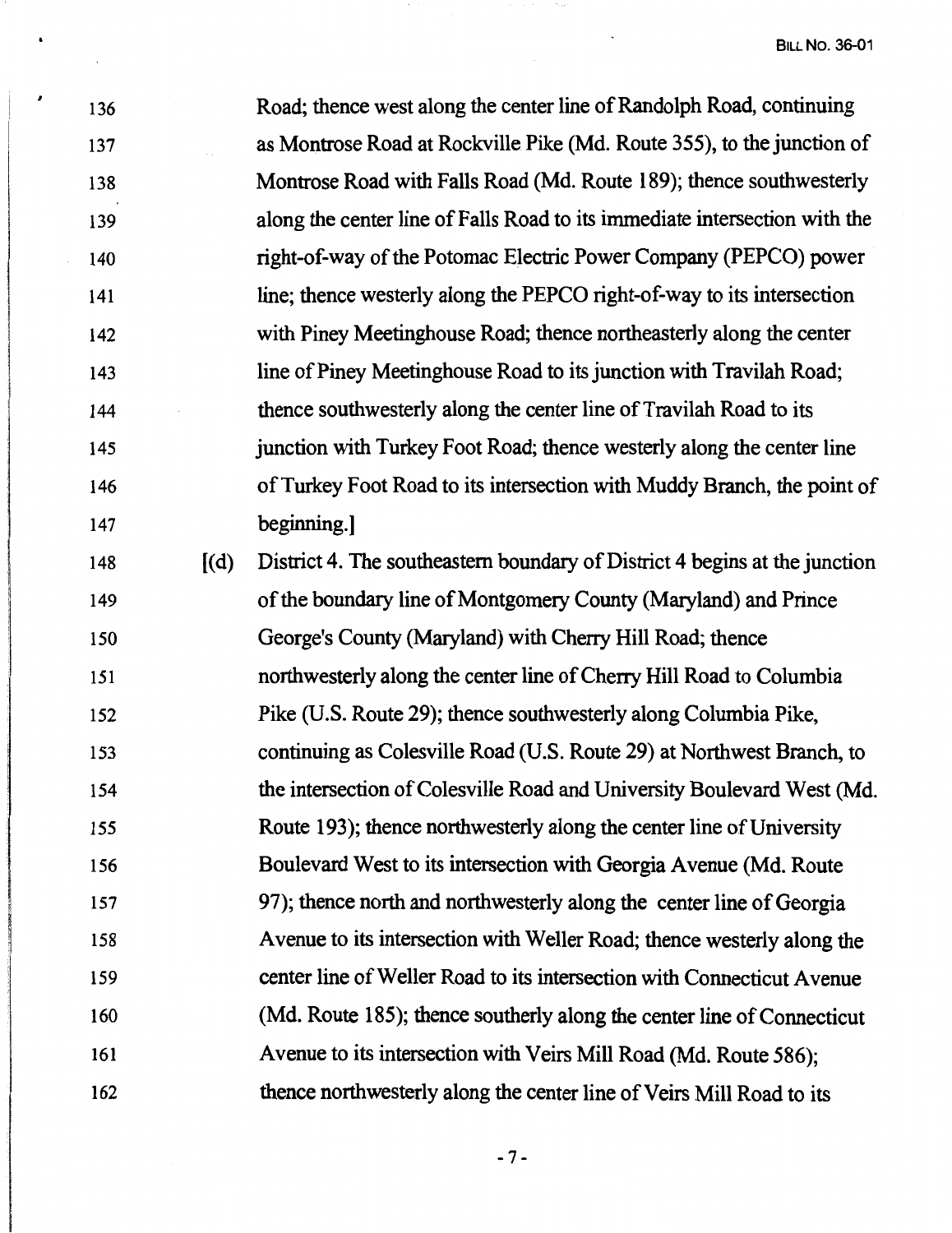136 Road; thence west along the center line of Randolph Road, continuing
137 as Montrose Road at Rockville Pike (Md. Route 355), to the junction of
138 Montrose Road with Falls Road (Md. Route 189); thence southwesterly
139 along the center line of Falls Road to its immediate intersection with the
140 right-of-way of the Potomac Electric Power Company (PEPCO) power
141 line; thence westerly along the PEPCO right-of-way to its intersection
142 with Piney Meetinghouse Road; thence northeasterly along the center
143 line of Piney Meetinghouse Road to its junction with Travilah Road;
144 thence southwesterly along the center line of Travilah Road to its
145 junction with Turkey Foot Road; thence westerly along the center line
146 of Turkey Foot Road to its intersection with Muddy Branch, the point of
147 beginning.]

148 [(d) District 4. The southeastern boundary of District 4 begins at the junction
149 of the boundary line of Montgomery County (Maryland) and Prince
150 George's County (Maryland) with Cherry Hill Road; thence
151 northwesterly along the center line of Cherry Hill Road to Columbia
152 Pike (U.S. Route 29); thence southwesterly along Columbia Pike,
153 continuing as Colesville Road (U.S. Route 29) at Northwest Branch, to
154 the intersection of Colesville Road and University Boulevard West (Md.
155 Route 193); thence northwesterly along the center line of University
156 Boulevard West to its intersection with Georgia Avenue (Md. Route
157 97); thence north and northwesterly along the center line of Georgia
158 Avenue to its intersection with Weller Road; thence westerly along the
159 center line of Weller Road to its intersection with Connecticut Avenue
160 (Md. Route 185); thence southerly along the center line of Connecticut
161 Avenue to its intersection with Veirs Mill Road (Md. Route 586);
162 thence northwesterly along the center line of Veirs Mill Road to its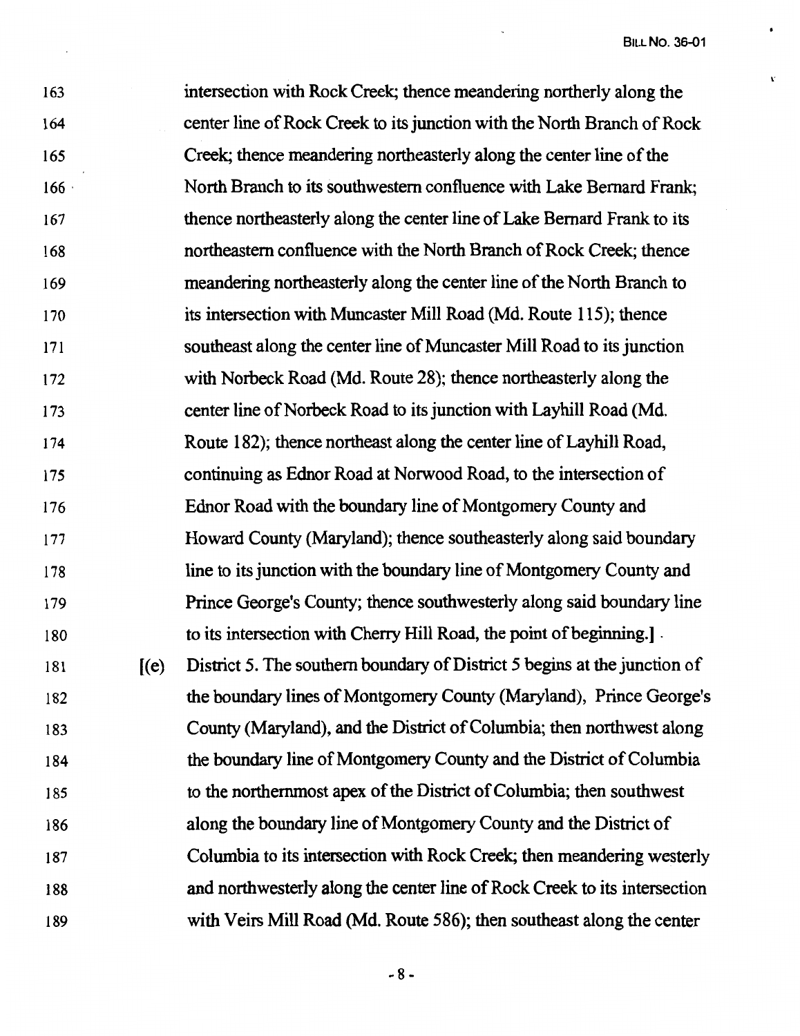163 intersection with Rock Creek; thence meandering northerly along the
164 center line of Rock Creek to its junction with the North Branch of Rock
165 Creek; thence meandering northeasterly along the center line of the
166 North Branch to its southwestern confluence with Lake Bernard Frank;
167 thence northeasterly along the center line of Lake Bernard Frank to its
168 northeastern confluence with the North Branch of Rock Creek; thence
169 meandering northeasterly along the center line of the North Branch to
170 its intersection with Muncaster Mill Road (Md. Route 115); thence
171 southeast along the center line of Muncaster Mill Road to its junction
172 with Norbeck Road (Md. Route 28); thence northeasterly along the
173 center line of Norbeck Road to its junction with Layhill Road (Md.
174 Route 182); thence northeast along the center line of Layhill Road,
175 continuing as Ednor Road at Norwood Road, to the intersection of
176 Ednor Road with the boundary line of Montgomery County and
177 Howard County (Maryland); thence southeasterly along said boundary
178 line to its junction with the boundary line of Montgomery County and
179 Prince George's County; thence southwesterly along said boundary line
180 to its intersection with Cherry Hill Road, the point of beginning.].

181 [(e) District 5. The southern boundary of District 5 begins at the junction of
182 the boundary lines of Montgomery County (Maryland), Prince George's
183 County (Maryland), and the District of Columbia; then northwest along
184 the boundary line of Montgomery County and the District of Columbia
185 to the northernmost apex of the District of Columbia; then southwest
186 along the boundary line of Montgomery County and the District of
187 Columbia to its intersection with Rock Creek; then meandering westerly
188 and northwesterly along the center line of Rock Creek to its intersection
189 with Veirs Mill Road (Md. Route 586); then southeast along the center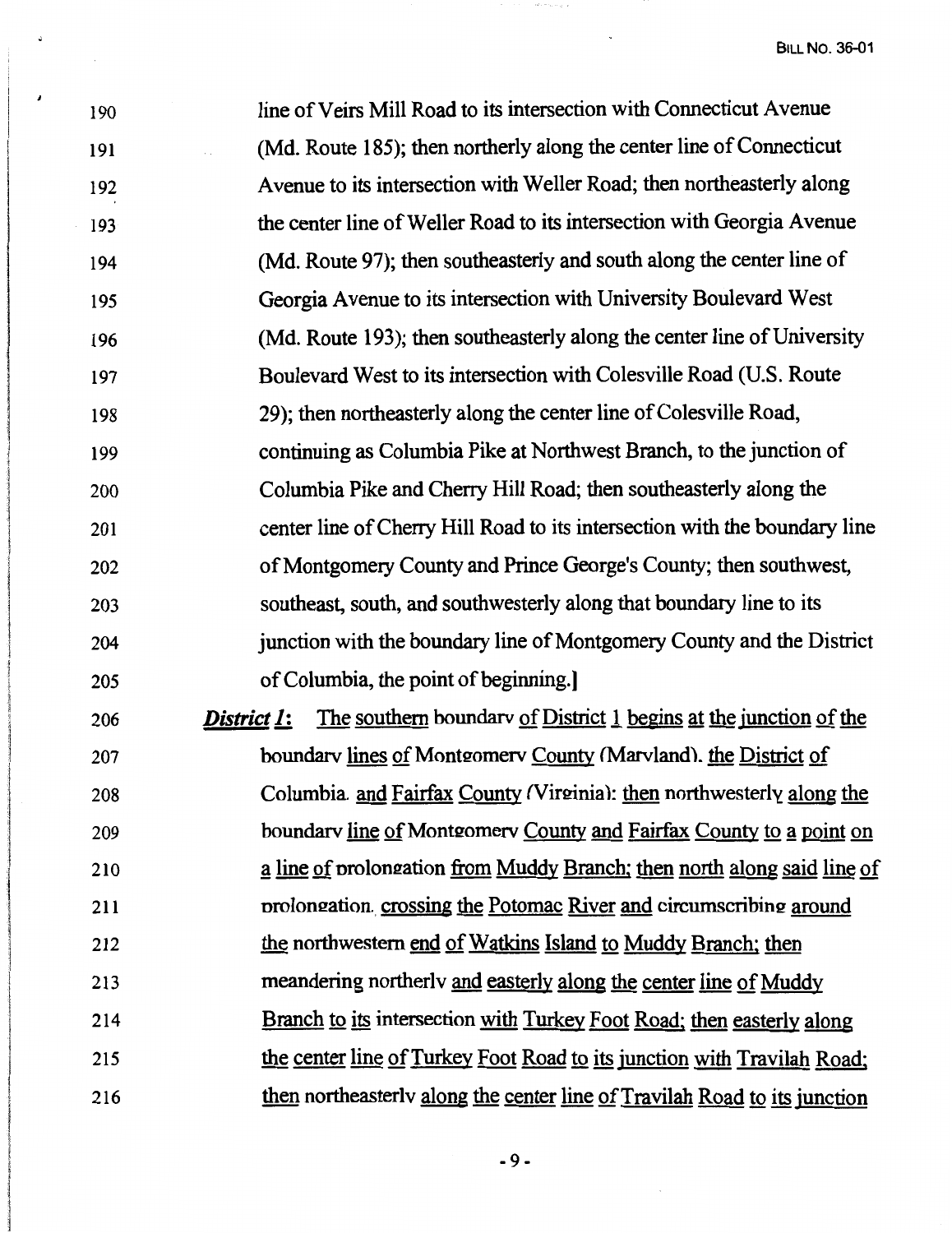190 line of Veirs Mill Road to its intersection with Connecticut Avenue
191 (Md. Route 185); then northerly along the center line of Connecticut
192 Avenue to its intersection with Weller Road; then northeasterly along
193 the center line of Weller Road to its intersection with Georgia Avenue
194 (Md. Route 97); then southeasterly and south along the center line of
195 Georgia Avenue to its intersection with University Boulevard West
196 (Md. Route 193); then southeasterly along the center line of University
197 Boulevard West to its intersection with Colesville Road (U.S. Route
198 29); then northeasterly along the center line of Colesville Road,
199 continuing as Columbia Pike at Northwest Branch, to the junction of
200 Columbia Pike and Cherry Hill Road; then southeasterly along the
201 center line of Cherry Hill Road to its intersection with the boundary line
202 of Montgomery County and Prince George's County; then southwest,
203 southeast, south, and southwesterly along that boundary line to its
204 junction with the boundary line of Montgomery County and the District
205 of Columbia, the point of beginning.]

206 ***District 1:*** The southern boundary of District 1 begins at the junction of the
207 boundary lines of Montgomery County (Maryland), the District of
208 Columbia, and Fairfax County (Virginia); then northwesterly along the
209 boundary line of Montgomery County and Fairfax County to a point on
210 a line of prolongation from Muddy Branch; then north along said line of
211 prolongation, crossing the Potomac River and circumscribing around
212 the northwestern end of Watkins Island to Muddy Branch; then
213 meandering northerly and easterly along the center line of Muddy
214 Branch to its intersection with Turkey Foot Road; then easterly along
215 the center line of Turkey Foot Road to its junction with Travilah Road;
216 then northeasterly along the center line of Travilah Road to its junction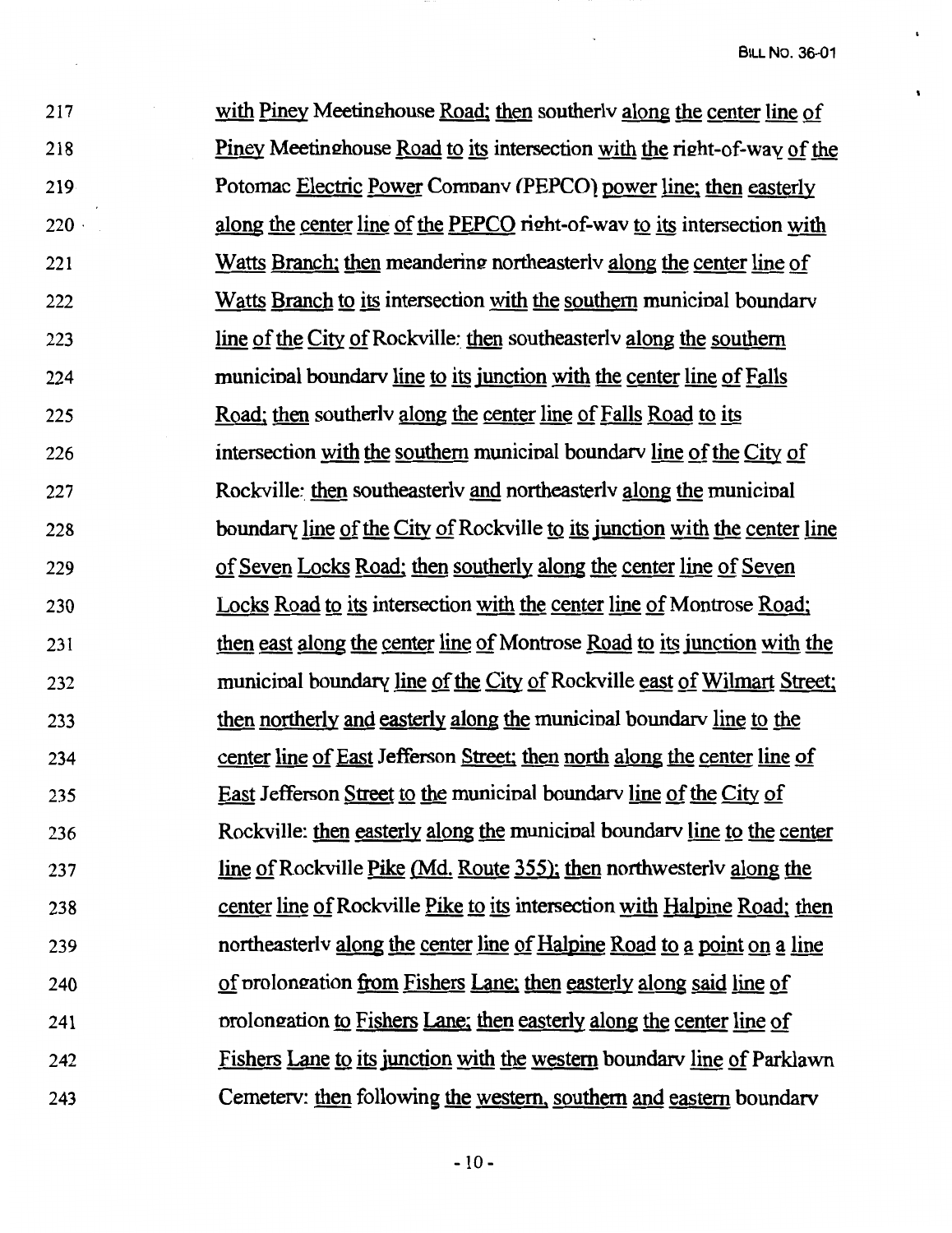217 with Piney Meetinghouse Road; then southerly along the center line of
218 Piney Meetinghouse Road to its intersection with the right-of-way of the
219 Potomac Electric Power Company (PEPCO) power line; then easterly
220 along the center line of the PEPCO right-of-way to its intersection with
221 Watts Branch; then meandering northeasterly along the center line of
222 Watts Branch to its intersection with the southern municipal boundary
223 line of the City of Rockville; then southeasterly along the southern
224 municipal boundary line to its junction with the center line of Falls
225 Road; then southerly along the center line of Falls Road to its
226 intersection with the southern municipal boundary line of the City of
227 Rockville; then southeasterly and northeasterly along the municipal
228 boundary line of the City of Rockville to its junction with the center line
229 of Seven Locks Road; then southerly along the center line of Seven
230 Locks Road to its intersection with the center line of Montrose Road;
231 then east along the center line of Montrose Road to its junction with the
232 municipal boundary line of the City of Rockville east of Wilmart Street;
233 then northerly and easterly along the municipal boundary line to the
234 center line of East Jefferson Street; then north along the center line of
235 East Jefferson Street to the municipal boundary line of the City of
236 Rockville; then easterly along the municipal boundary line to the center
237 line of Rockville Pike (Md. Route 355); then northwesterly along the
238 center line of Rockville Pike to its intersection with Halpine Road; then
239 northeasterly along the center line of Halpine Road to a point on a line
240 of prolongation from Fishers Lane; then easterly along said line of
241 prolongation to Fishers Lane; then easterly along the center line of
242 Fishers Lane to its junction with the western boundary line of Parklawn
243 Cemetery; then following the western, southern and eastern boundary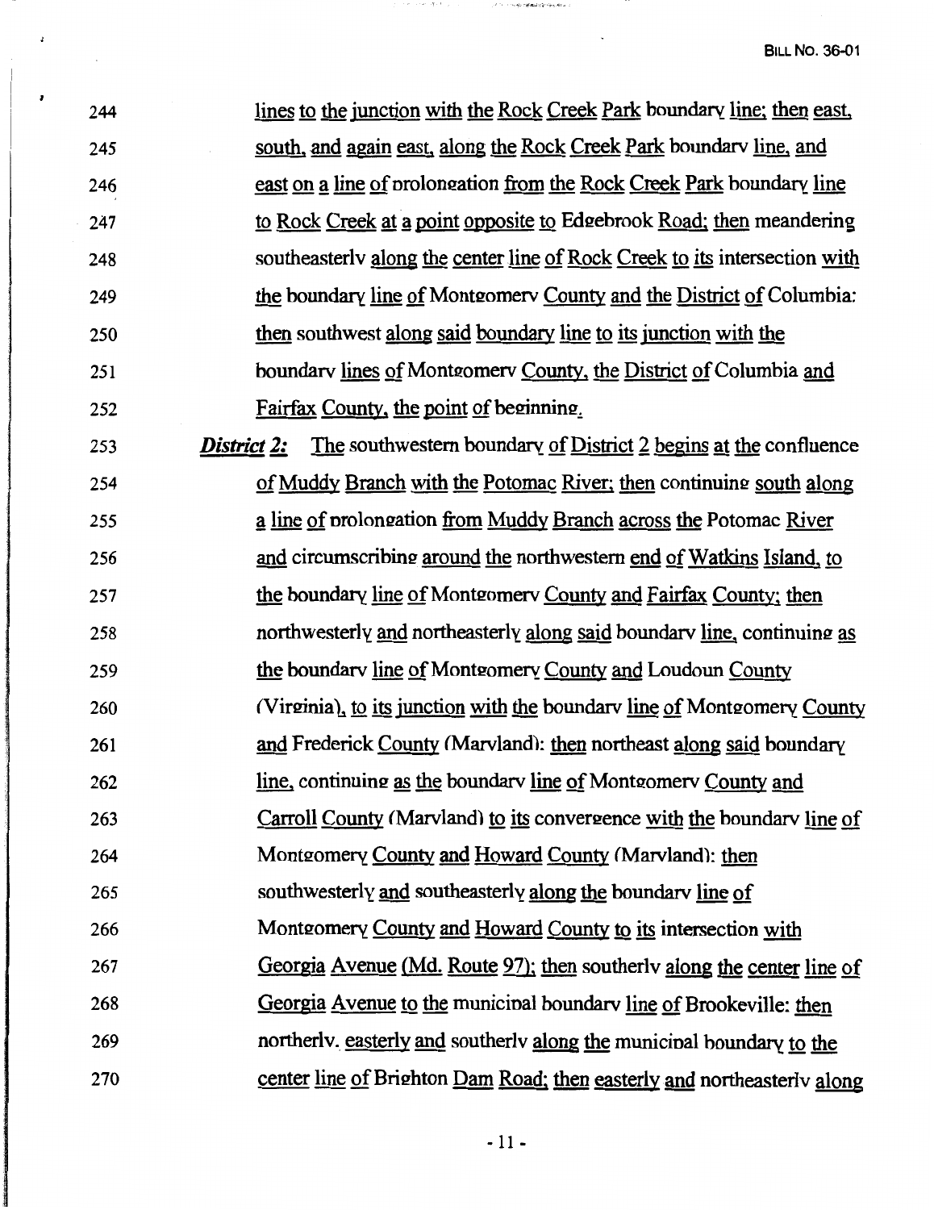244 lines to the junction with the Rock Creek Park boundary line; then east,
245 south, and again east, along the Rock Creek Park boundary line, and
246 east on a line of prolongation from the Rock Creek Park boundary line
247 to Rock Creek at a point opposite to Edgebrook Road; then meandering
248 southeasterly along the center line of Rock Creek to its intersection with
249 the boundary line of Montgomery County and the District of Columbia;
250 then southwest along said boundary line to its junction with the
251 boundary lines of Montgomery County, the District of Columbia and
252 Fairfax County, the point of beginning.

253 ***District 2:*** The southwestern boundary of District 2 begins at the confluence
254 of Muddy Branch with the Potomac River; then continuing south along
255 a line of prolongation from Muddy Branch across the Potomac River
256 and circumscribing around the northwestern end of Watkins Island, to
257 the boundary line of Montgomery County and Fairfax County; then
258 northwesterly and northeasterly along said boundary line, continuing as
259 the boundary line of Montgomery County and Loudoun County
260 (Virginia), to its junction with the boundary line of Montgomery County
261 and Frederick County (Maryland); then northeast along said boundary
262 line, continuing as the boundary line of Montgomery County and
263 Carroll County (Maryland) to its convergence with the boundary line of
264 Montgomery County and Howard County (Maryland); then
265 southwesterly and southeasterly along the boundary line of
266 Montgomery County and Howard County to its intersection with
267 Georgia Avenue (Md. Route 97); then southerly along the center line of
268 Georgia Avenue to the municipal boundary line of Brookeville; then
269 northerly, easterly and southerly along the municipal boundary to the
270 center line of Brighton Dam Road; then easterly and northeasterly along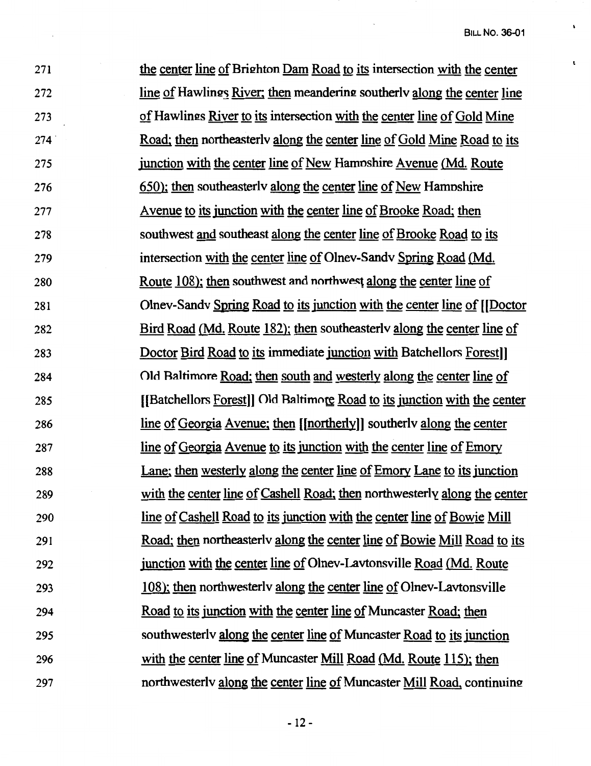271 the center line of Brighton Dam Road to its intersection with the center
272 line of Hawlings River; then meandering southerly along the center line
273 of Hawlings River to its intersection with the center line of Gold Mine
274 Road; then northeasterly along the center line of Gold Mine Road to its
275 junction with the center line of New Hampshire Avenue (Md. Route
276 650); then southeasterly along the center line of New Hampshire
277 Avenue to its junction with the center line of Brooke Road; then
278 southwest and southeast along the center line of Brooke Road to its
279 intersection with the center line of Olney-Sandy Spring Road (Md.
280 Route 108); then southwest and northwest along the center line of
281 Olney-Sandy Spring Road to its junction with the center line of [[Doctor
282 Bird Road (Md. Route 182); then southeasterly along the center line of
283 Doctor Bird Road to its immediate junction with Batchellors Forest]]
284 Old Baltimore Road; then south and westerly along the center line of
285 [[Batchellors Forest]] Old Baltimore Road to its junction with the center
286 line of Georgia Avenue; then [[northerly]] southerly along the center
287 line of Georgia Avenue to its junction with the center line of Emory
288 Lane; then westerly along the center line of Emory Lane to its junction
289 with the center line of Cashell Road; then northwesterly along the center
290 line of Cashell Road to its junction with the center line of Bowie Mill
291 Road; then northeasterly along the center line of Bowie Mill Road to its
292 junction with the center line of Olney-Laytonsville Road (Md. Route
293 108); then northwesterly along the center line of Olney-Laytonsville
294 Road to its junction with the center line of Muncaster Road; then
295 southwesterly along the center line of Muncaster Road to its junction
296 with the center line of Muncaster Mill Road (Md. Route 115); then
297 northwesterly along the center line of Muncaster Mill Road, continuing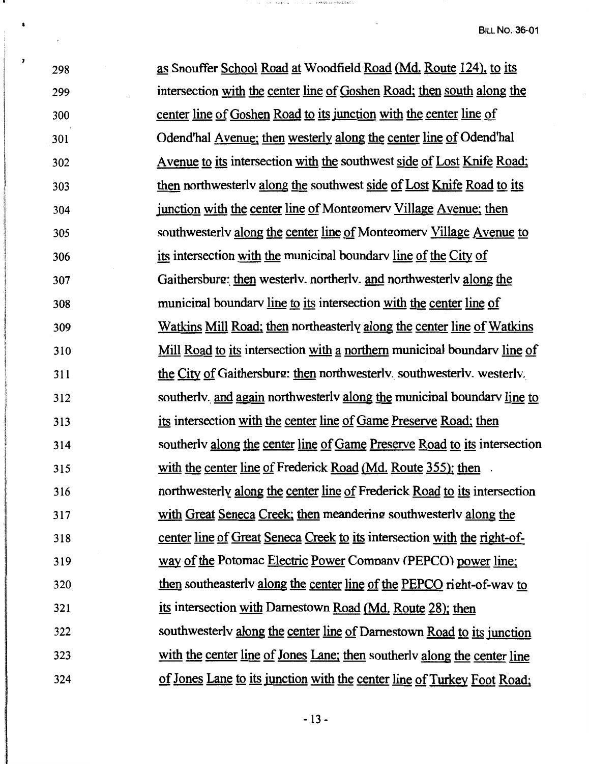298 as Snouffer School Road at Woodfield Road (Md. Route 124), to its
299 intersection with the center line of Goshen Road; then south along the
300 center line of Goshen Road to its junction with the center line of
301 Odend'hal Avenue; then westerly along the center line of Odend'hal
302 Avenue to its intersection with the southwest side of Lost Knife Road;
303 then northwesterly along the southwest side of Lost Knife Road to its
304 junction with the center line of Montgomery Village Avenue; then
305 southwesterly along the center line of Montgomery Village Avenue to
306 its intersection with the municipal boundary line of the City of
307 Gaithersburg; then westerly, northerly, and northwesterly along the
308 municipal boundary line to its intersection with the center line of
309 Watkins Mill Road; then northeasterly along the center line of Watkins
310 Mill Road to its intersection with a northern municipal boundary line of
311 the City of Gaithersburg; then northwesterly, southwesterly, westerly,
312 southerly, and again northwesterly along the municipal boundary line to
313 its intersection with the center line of Game Preserve Road; then
314 southerly along the center line of Game Preserve Road to its intersection
315 with the center line of Frederick Road (Md. Route 355); then
316 northwesterly along the center line of Frederick Road to its intersection
317 with Great Seneca Creek; then meandering southwesterly along the
318 center line of Great Seneca Creek to its intersection with the right-of-
319 way of the Potomac Electric Power Company (PEPCO) power line;
320 then southeasterly along the center line of the PEPCO right-of-way to
321 its intersection with Darnestown Road (Md. Route 28); then
322 southwesterly along the center line of Darnestown Road to its junction
323 with the center line of Jones Lane; then southerly along the center line
324 of Jones Lane to its junction with the center line of Turkey Foot Road;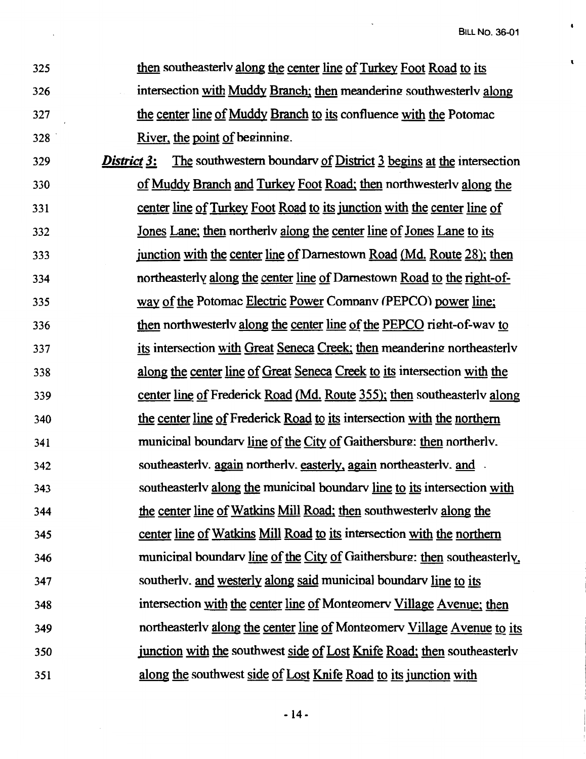325 then southeasterly along the center line of Turkey Foot Road to its
326 intersection with Muddy Branch; then meandering southwesterly along
327 the center line of Muddy Branch to its confluence with the Potomac
328 River, the point of beginning.

329 ***District 3:*** The southwestern boundary of District 3 begins at the intersection
330 of Muddy Branch and Turkey Foot Road; then northwesterly along the
331 center line of Turkey Foot Road to its junction with the center line of
332 Jones Lane; then northerly along the center line of Jones Lane to its
333 junction with the center line of Darnestown Road (Md. Route 28); then
334 northeasterly along the center line of Darnestown Road to the right-of-
335 way of the Potomac Electric Power Company (PEPCO) power line;
336 then northwesterly along the center line of the PEPCO right-of-way to
337 its intersection with Great Seneca Creek; then meandering northeasterly
338 along the center line of Great Seneca Creek to its intersection with the
339 center line of Frederick Road (Md. Route 355); then southeasterly along
340 the center line of Frederick Road to its intersection with the northern
341 municipal boundary line of the City of Gaithersburg; then northerly,
342 southeasterly, again northerly, easterly, again northeasterly, and
343 southeasterly along the municipal boundary line to its intersection with
344 the center line of Watkins Mill Road; then southwesterly along the
345 center line of Watkins Mill Road to its intersection with the northern
346 municipal boundary line of the City of Gaithersburg; then southeasterly,
347 southerly, and westerly along said municipal boundary line to its
348 intersection with the center line of Montgomery Village Avenue; then
349 northeasterly along the center line of Montgomery Village Avenue to its
350 junction with the southwest side of Lost Knife Road; then southeasterly
351 along the southwest side of Lost Knife Road to its junction with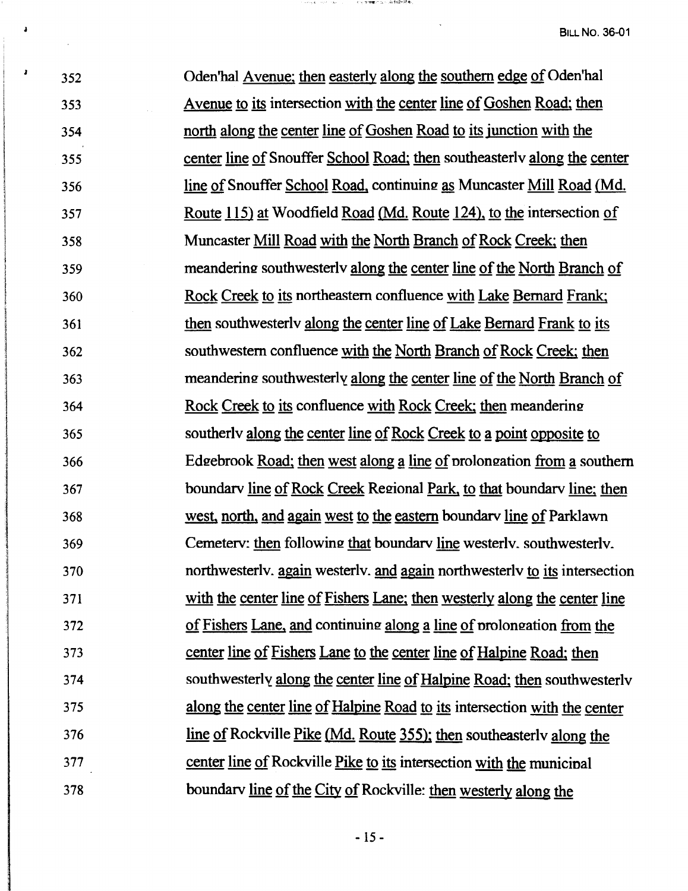352 Oden'hal Avenue; then easterly along the southern edge of Oden'hal
353 Avenue to its intersection with the center line of Goshen Road; then
354 north along the center line of Goshen Road to its junction with the
355 center line of Snouffer School Road; then southeasterly along the center
356 line of Snouffer School Road, continuing as Muncaster Mill Road (Md.
357 Route 115) at Woodfield Road (Md. Route 124), to the intersection of
358 Muncaster Mill Road with the North Branch of Rock Creek; then
359 meandering southwesterly along the center line of the North Branch of
360 Rock Creek to its northeastern confluence with Lake Bernard Frank;
361 then southwesterly along the center line of Lake Bernard Frank to its
362 southwestern confluence with the North Branch of Rock Creek; then
363 meandering southwesterly along the center line of the North Branch of
364 Rock Creek to its confluence with Rock Creek; then meandering
365 southerly along the center line of Rock Creek to a point opposite to
366 Edgebrook Road; then west along a line of prolongation from a southern
367 boundary line of Rock Creek Regional Park, to that boundary line; then
368 west, north, and again west to the eastern boundary line of Parklawn
369 Cemetery; then following that boundary line westerly, southwesterly,
370 northwesterly, again westerly, and again northwesterly to its intersection
371 with the center line of Fishers Lane; then westerly along the center line
372 of Fishers Lane, and continuing along a line of prolongation from the
373 center line of Fishers Lane to the center line of Halpine Road; then
374 southwesterly along the center line of Halpine Road; then southwesterly
375 along the center line of Halpine Road to its intersection with the center
376 line of Rockville Pike (Md. Route 355); then southeasterly along the
377 center line of Rockville Pike to its intersection with the municipal
378 boundary line of the City of Rockville; then westerly along the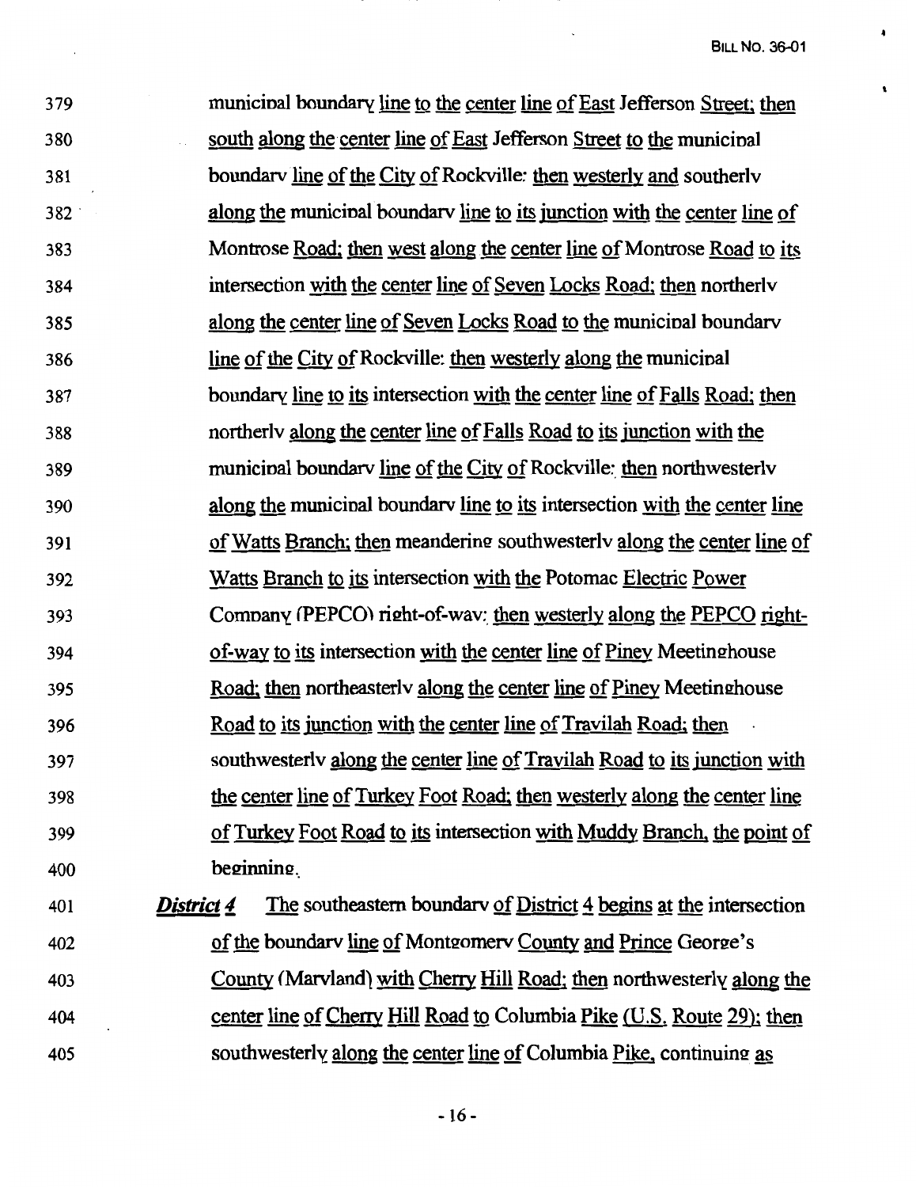379 municipal boundary line to the center line of East Jefferson Street; then
380 south along the center line of East Jefferson Street to the municipal
381 boundary line of the City of Rockville; then westerly and southerly
382 along the municipal boundary line to its junction with the center line of
383 Montrose Road; then west along the center line of Montrose Road to its
384 intersection with the center line of Seven Locks Road; then northerly
385 along the center line of Seven Locks Road to the municipal boundary
386 line of the City of Rockville; then westerly along the municipal
387 boundary line to its intersection with the center line of Falls Road; then
388 northerly along the center line of Falls Road to its junction with the
389 municipal boundary line of the City of Rockville; then northwesterly
390 along the municipal boundary line to its intersection with the center line
391 of Watts Branch; then meandering southwesterly along the center line of
392 Watts Branch to its intersection with the Potomac Electric Power
393 Company (PEPCO) right-of-way; then westerly along the PEPCO right-
394 of-way to its intersection with the center line of Piney Meetinghouse
395 Road; then northeasterly along the center line of Piney Meetinghouse
396 Road to its junction with the center line of Travilah Road; then
397 southwesterly along the center line of Travilah Road to its junction with
398 the center line of Turkey Foot Road; then westerly along the center line
399 of Turkey Foot Road to its intersection with Muddy Branch, the point of
400 beginning.

401 ***District 4*** The southeastern boundary of District 4 begins at the intersection
402 of the boundary line of Montgomery County and Prince George's
403 County (Maryland) with Cherry Hill Road; then northwesterly along the
404 center line of Cherry Hill Road to Columbia Pike (U.S. Route 29); then
405 southwesterly along the center line of Columbia Pike, continuing as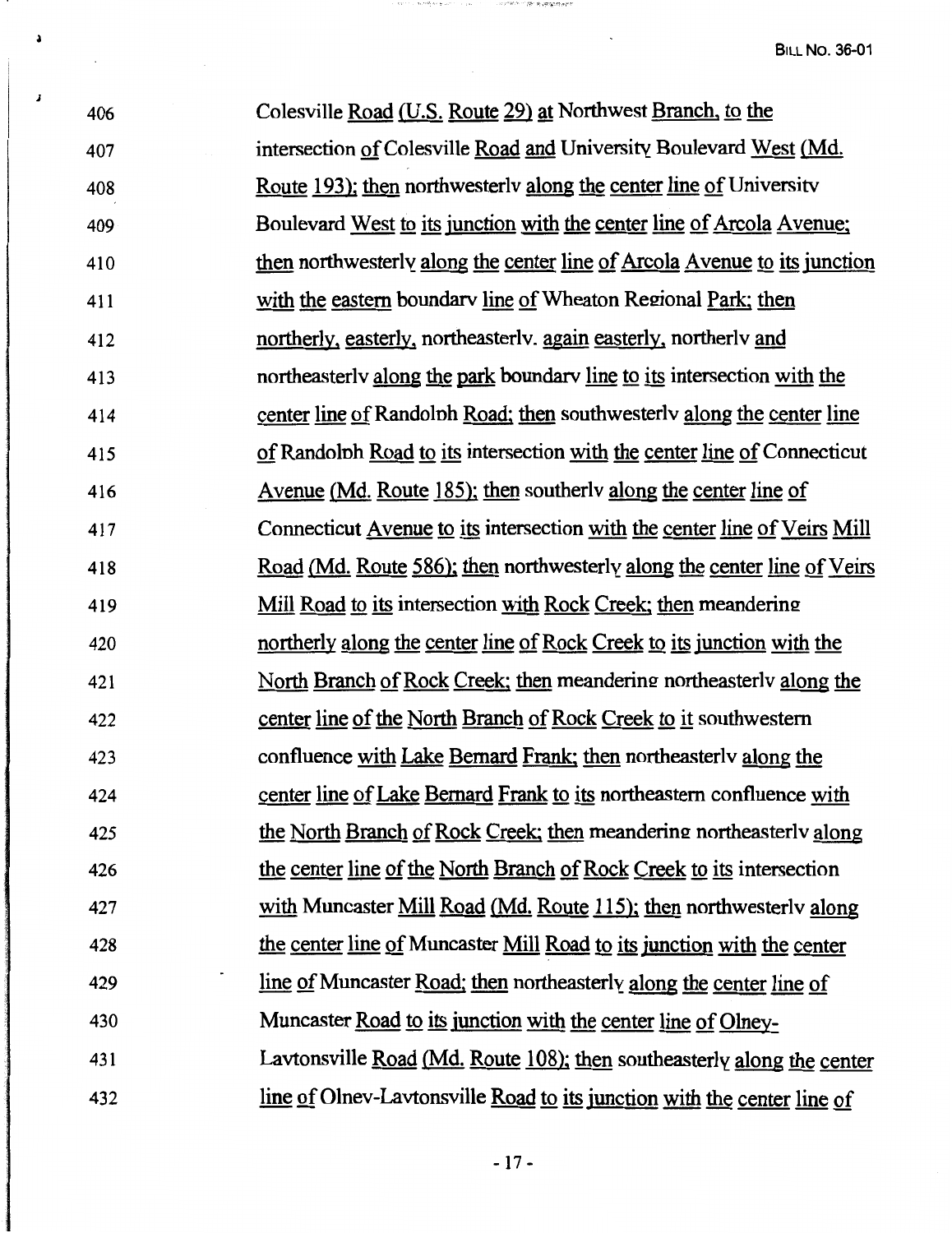406 Colesville Road (U.S. Route 29) at Northwest Branch, to the
407 intersection of Colesville Road and University Boulevard West (Md.
408 Route 193); then northwesterly along the center line of University
409 Boulevard West to its junction with the center line of Arcola Avenue;
410 then northwesterly along the center line of Arcola Avenue to its junction
411 with the eastern boundary line of Wheaton Regional Park; then
412 northerly, easterly, northeasterly, again easterly, northerly and
413 northeasterly along the park boundary line to its intersection with the
414 center line of Randolph Road; then southwesterly along the center line
415 of Randolph Road to its intersection with the center line of Connecticut
416 Avenue (Md. Route 185); then southerly along the center line of
417 Connecticut Avenue to its intersection with the center line of Veirs Mill
418 Road (Md. Route 586); then northwesterly along the center line of Veirs
419 Mill Road to its intersection with Rock Creek; then meandering
420 northerly along the center line of Rock Creek to its junction with the
421 North Branch of Rock Creek; then meandering northeasterly along the
422 center line of the North Branch of Rock Creek to it southwestern
423 confluence with Lake Bernard Frank; then northeasterly along the
424 center line of Lake Bernard Frank to its northeastern confluence with
425 the North Branch of Rock Creek; then meandering northeasterly along
426 the center line of the North Branch of Rock Creek to its intersection
427 with Muncaster Mill Road (Md. Route 115); then northwesterly along
428 the center line of Muncaster Mill Road to its junction with the center
429 line of Muncaster Road; then northeasterly along the center line of
430 Muncaster Road to its junction with the center line of Olney-
431 Laytonsville Road (Md. Route 108); then southeasterly along the center
432 line of Olney-Laytonsville Road to its junction with the center line of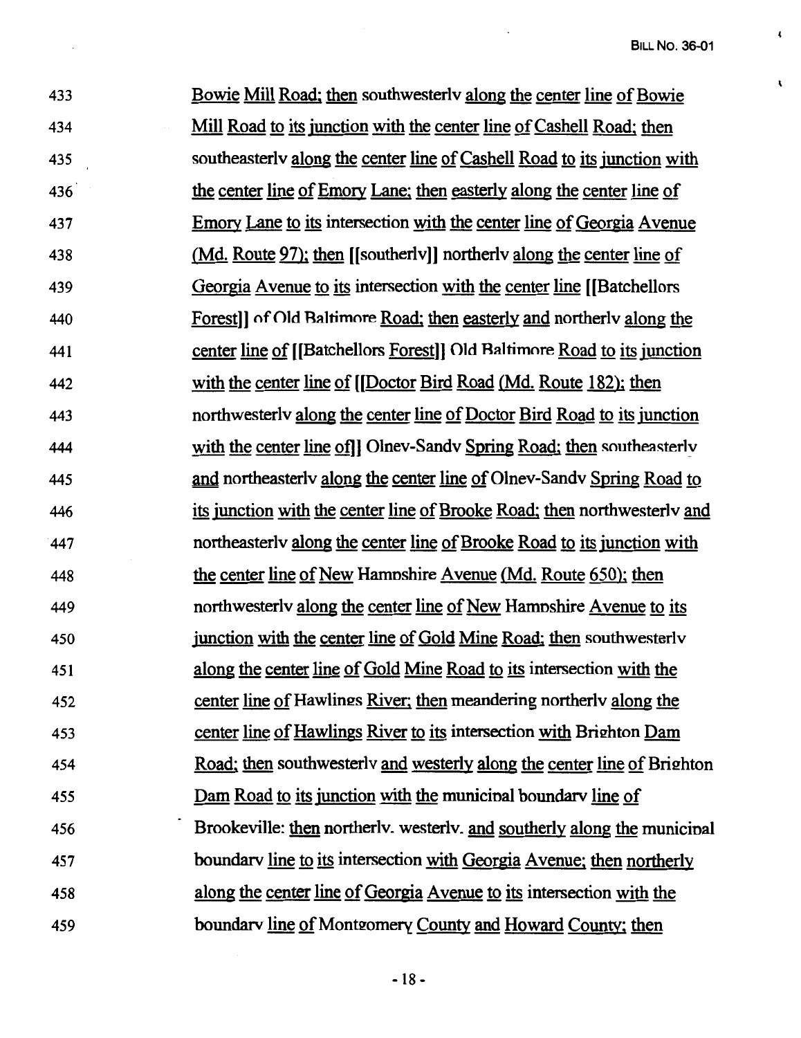433 Bowie Mill Road; then southwesterly along the center line of Bowie
434 Mill Road to its junction with the center line of Cashell Road; then
435 southeasterly along the center line of Cashell Road to its junction with
436 the center line of Emory Lane; then easterly along the center line of
437 Emory Lane to its intersection with the center line of Georgia Avenue
438 (Md. Route 97); then [[southerly]] northerly along the center line of
439 Georgia Avenue to its intersection with the center line [[Batchellors
440 Forest]] of Old Baltimore Road; then easterly and northerly along the
441 center line of [[Batchellors Forest]] Old Baltimore Road to its junction
442 with the center line of [[Doctor Bird Road (Md. Route 182); then
443 northwesterly along the center line of Doctor Bird Road to its junction
444 with the center line of]] Olney-Sandy Spring Road; then southeasterly
445 and northeasterly along the center line of Olney-Sandy Spring Road to
446 its junction with the center line of Brooke Road; then northwesterly and
447 northeasterly along the center line of Brooke Road to its junction with
448 the center line of New Hampshire Avenue (Md. Route 650); then
449 northwesterly along the center line of New Hampshire Avenue to its
450 junction with the center line of Gold Mine Road; then southwesterly
451 along the center line of Gold Mine Road to its intersection with the
452 center line of Hawlings River; then meandering northerly along the
453 center line of Hawlings River to its intersection with Brighton Dam
454 Road; then southwesterly and westerly along the center line of Brighton
455 Dam Road to its junction with the municipal boundary line of
456 Brookeville; then northerly, westerly, and southerly along the municipal
457 boundary line to its intersection with Georgia Avenue; then northerly
458 along the center line of Georgia Avenue to its intersection with the
459 boundary line of Montgomery County and Howard County; then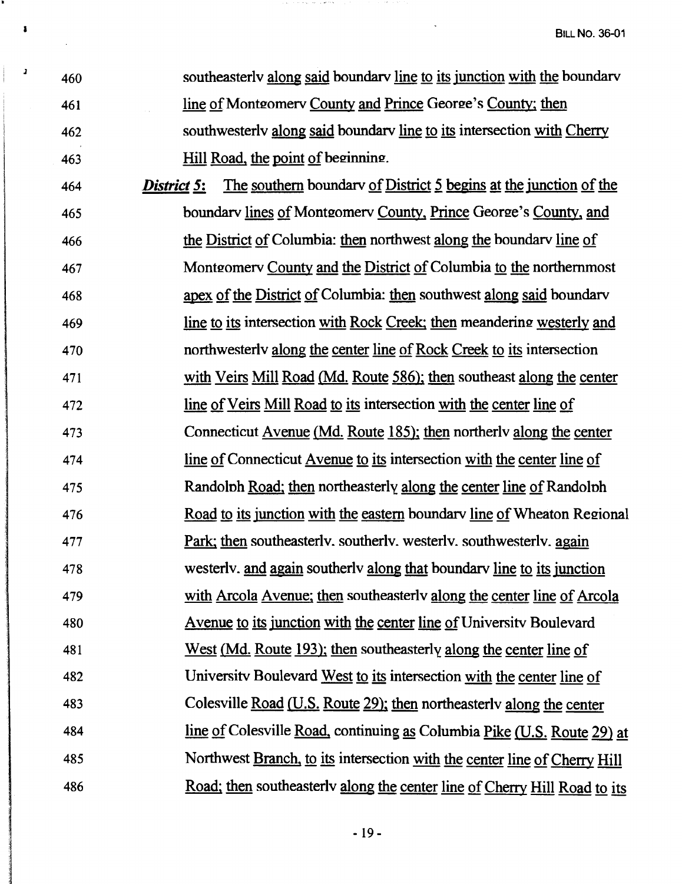southeasterly along said boundary line to its junction with the boundary line of Montgomery County and Prince George's County; then southwesterly along said boundary line to its intersection with Cherry Hill Road, the point of beginning.

***District 5:*** The southern boundary of District 5 begins at the junction of the boundary lines of Montgomery County, Prince George's County, and the District of Columbia: then northwest along the boundary line of Montgomery County and the District of Columbia to the northernmost apex of the District of Columbia: then southwest along said boundary line to its intersection with Rock Creek; then meandering westerly and northwesterly along the center line of Rock Creek to its intersection with Veirs Mill Road (Md. Route 586); then southeast along the center line of Veirs Mill Road to its intersection with the center line of Connecticut Avenue (Md. Route 185); then northerly along the center line of Connecticut Avenue to its intersection with the center line of Randolph Road; then northeasterly along the center line of Randolph Road to its junction with the eastern boundary line of Wheaton Regional Park; then southeasterly, southerly, westerly, southwesterly, again westerly, and again southerly along that boundary line to its junction with Arcola Avenue; then southeasterly along the center line of Arcola Avenue to its junction with the center line of University Boulevard West (Md. Route 193); then southeasterly along the center line of University Boulevard West to its intersection with the center line of Colesville Road (U.S. Route 29); then northeasterly along the center line of Colesville Road, continuing as Columbia Pike (U.S. Route 29) at Northwest Branch, to its intersection with the center line of Cherry Hill Road; then southeasterly along the center line of Cherry Hill Road to its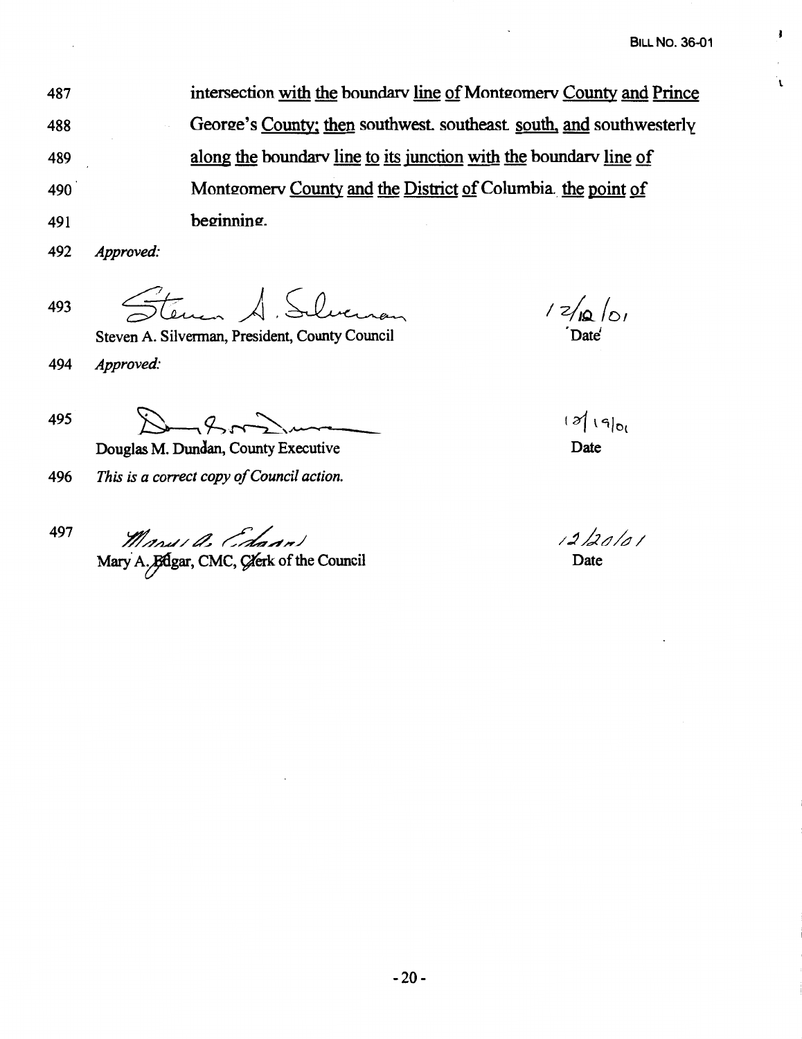487 intersection with the boundarv line of Montgomerv County and Prince

488 George's County; then southwest. southeast. south, and southwesterly

489 along the boundarv line to its junction with the boundarv line of

490 Montgomerv County and the District of Columbia. the point of

491 beginning.

492 *Approved:*

493 Steven A. Silverman

Steven A. Silverman, President, County Council — 12/18/01 Date

494 *Approved:*

495 Douglas M. Duncan

Douglas M. Duncan, County Executive — 12/19/01 Date

496 *This is a correct copy of Council action.*

497 Mary A. Edgar

Mary A. Edgar, CMC, Clerk of the Council — 12/20/01 Date